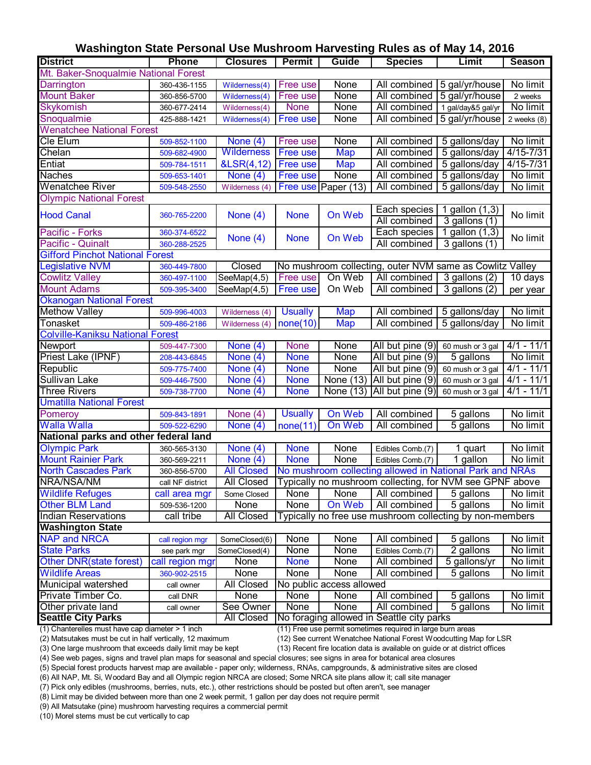# Washington State Personal Use Mushroom Harvesting Rules as of May 14, 2016

| District | Phone | Closures | Permit | Guide | Species | Limit | Season |
|---|---|---|---|---|---|---|---|
| **Mt. Baker-Snoqualmie National Forest** | | | | | | | |
| Darrington | 360-436-1155 | Wilderness(4) | Free use | None | All combined | 5 gal/yr/house | No limit |
| Mount Baker | 360-856-5700 | Wilderness(4) | Free use | None | All combined | 5 gal/yr/house | 2 weeks |
| Skykomish | 360-677-2414 | Wilderness(4) | None | None | All combined | 1 gal/day&5 gal/yr | No limit |
| Snoqualmie | 425-888-1421 | Wilderness(4) | Free use | None | All combined | 5 gal/yr/house | 2 weeks (8) |
| **Wenatchee National Forest** | | | | | | | |
| Cle Elum | 509-852-1100 | None (4) | Free use | None | All combined | 5 gallons/day | No limit |
| Chelan | 509-682-4900 | Wilderness | Free use | Map | All combined | 5 gallons/day | 4/15-7/31 |
| Entiat | 509-784-1511 | &LSR(4,12) | Free use | Map | All combined | 5 gallons/day | 4/15-7/31 |
| Naches | 509-653-1401 | None (4) | Free use | None | All combined | 5 gallons/day | No limit |
| Wenatchee River | 509-548-2550 | Wilderness (4) | Free use | Paper (13) | All combined | 5 gallons/day | No limit |
| **Olympic National Forest** | | | | | | | |
| Hood Canal | 360-765-2200 | None (4) | None | On Web | Each species | 1 gallon (1,3) | No limit |
| | | | | | All combined | 3 gallons (1) | |
| Pacific - Forks | 360-374-6522 | None (4) | None | On Web | Each species | 1 gallon (1,3) | No limit |
| Pacific - Quinalt | 360-288-2525 | | | | All combined | 3 gallons (1) | |
| **Gifford Pinchot National Forest** | | | | | | | |
| Legislative NVM | 360-449-7800 | Closed | No mushroom collecting, outer NVM same as Cowlitz Valley | | | | |
| Cowlitz Valley | 360-497-1100 | SeeMap(4,5) | Free use | On Web | All combined | 3 gallons (2) | 10 days |
| Mount Adams | 509-395-3400 | SeeMap(4,5) | Free use | On Web | All combined | 3 gallons (2) | per year |
| **Okanogan National Forest** | | | | | | | |
| Methow Valley | 509-996-4003 | Wilderness (4) | Usually | Map | All combined | 5 gallons/day | No limit |
| Tonasket | 509-486-2186 | Wilderness (4) | none(10) | Map | All combined | 5 gallons/day | No limit |
| **Colville-Kaniksu National Forest** | | | | | | | |
| Newport | 509-447-7300 | None (4) | None | None | All but pine (9) | 60 mush or 3 gal | 4/1 - 11/1 |
| Priest Lake (IPNF) | 208-443-6845 | None (4) | None | None | All but pine (9) | 5 gallons | No limit |
| Republic | 509-775-7400 | None (4) | None | None | All but pine (9) | 60 mush or 3 gal | 4/1 - 11/1 |
| Sullivan Lake | 509-446-7500 | None (4) | None | None (13) | All but pine (9) | 60 mush or 3 gal | 4/1 - 11/1 |
| Three Rivers | 509-738-7700 | None (4) | None | None (13) | All but pine (9) | 60 mush or 3 gal | 4/1 - 11/1 |
| **Umatilla National Forest** | | | | | | | |
| Pomeroy | 509-843-1891 | None (4) | Usually | On Web | All combined | 5 gallons | No limit |
| Walla Walla | 509-522-6290 | None (4) | none(11) | On Web | All combined | 5 gallons | No limit |
| **National parks and other federal land** | | | | | | | |
| Olympic Park | 360-565-3130 | None (4) | None | None | Edibles Comb.(7) | 1 quart | No limit |
| Mount Rainier Park | 360-569-2211 | None (4) | None | None | Edibles Comb.(7) | 1 gallon | No limit |
| North Cascades Park | 360-856-5700 | All Closed | No mushroom collecting allowed in National Park and NRAs | | | | |
| NRA/NSA/NM | call NF district | All Closed | Typically no mushroom collecting, for NVM see GPNF above | | | | |
| Wildlife Refuges | call area mgr | Some Closed | None | None | All combined | 5 gallons | No limit |
| Other BLM Land | 509-536-1200 | None | None | On Web | All combined | 5 gallons | No limit |
| Indian Reservations | call tribe | All Closed | Typically no free use mushroom collecting by non-members | | | | |
| **Washington State** | | | | | | | |
| NAP and NRCA | call region mgr | SomeClosed(6) | None | None | All combined | 5 gallons | No limit |
| State Parks | see park mgr | SomeClosed(4) | None | None | Edibles Comb.(7) | 2 gallons | No limit |
| Other DNR(state forest) | call region mgr | None | None | None | All combined | 5 gallons/yr | No limit |
| Wildlife Areas | 360-902-2515 | None | None | None | All combined | 5 gallons | No limit |
| Municipal watershed | call owner | All Closed | No public access allowed | | | | |
| Private Timber Co. | call DNR | None | None | None | All combined | 5 gallons | No limit |
| Other private land | call owner | See Owner | None | None | All combined | 5 gallons | No limit |
| **Seattle City Parks** | | All Closed | No foraging allowed in Seattle city parks | | | | |

(1) Chanterelles must have cap diameter > 1 inch
(2) Matsutakes must be cut in half vertically, 12 maximum
(3) One large mushroom that exceeds daily limit may be kept
(4) See web pages, signs and travel plan maps for seasonal and special closures; see signs in area for botanical area closures
(5) Special forest products harvest map are available - paper only; wilderness, RNAs, campgrounds, & administrative sites are closed
(6) All NAP, Mt. Si, Woodard Bay and all Olympic region NRCA are closed; Some NRCA site plans allow it; call site manager
(7) Pick only edibles (mushrooms, berries, nuts, etc.), other restrictions should be posted but often aren't, see manager
(8) Limit may be divided between more than one 2 week permit, 1 gallon per day does not require permit
(9) All Matsutake (pine) mushroom harvesting requires a commercial permit
(10) Morel stems must be cut vertically to cap
(11) Free use permit sometimes required in large burn areas
(12) See current Wenatchee National Forest Woodcutting Map for LSR
(13) Recent fire location data is available on guide or at district offices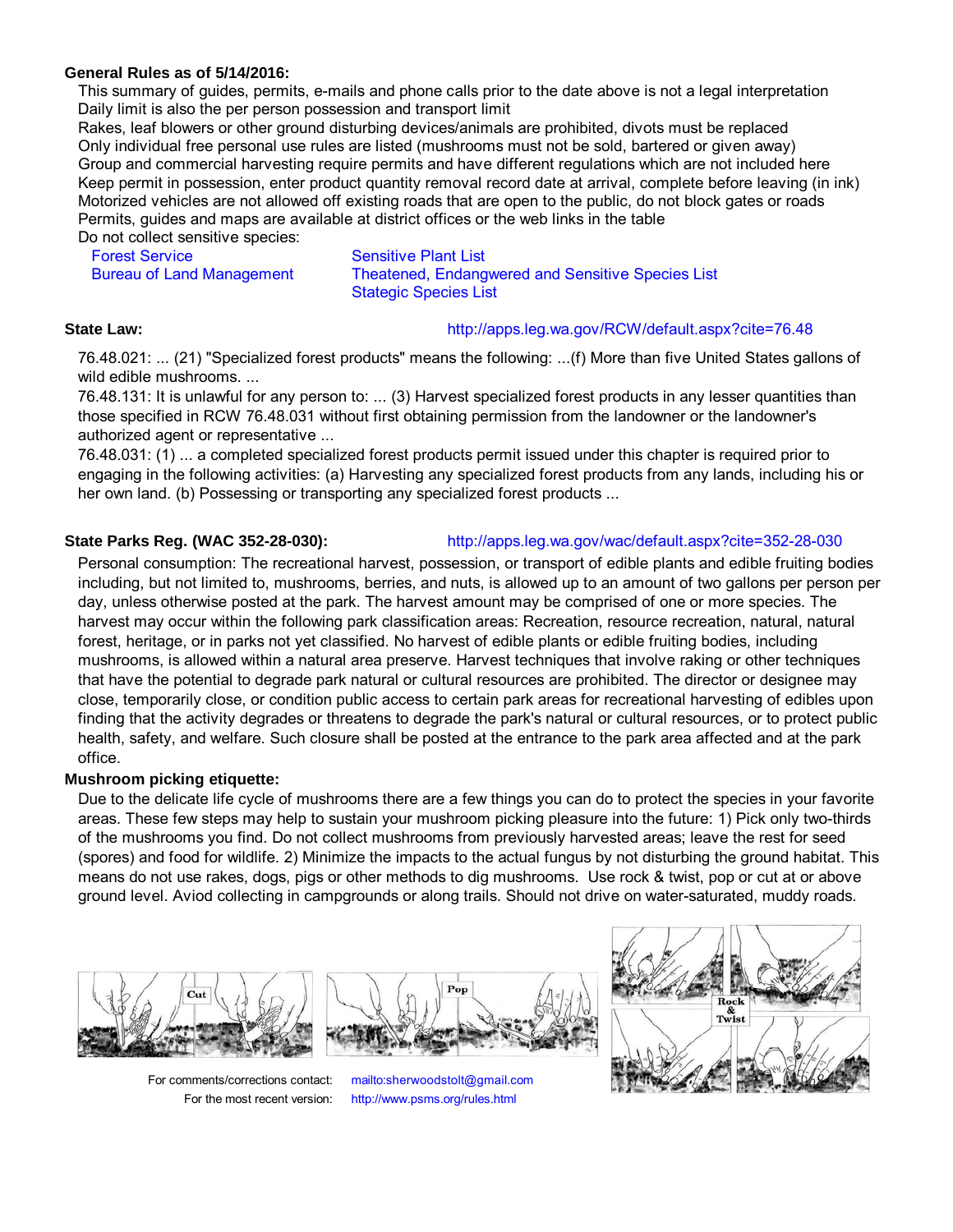**General Rules as of 5/14/2016:**

This summary of guides, permits, e-mails and phone calls prior to the date above is not a legal interpretation
Daily limit is also the per person possession and transport limit
Rakes, leaf blowers or other ground disturbing devices/animals are prohibited, divots must be replaced
Only individual free personal use rules are listed (mushrooms must not be sold, bartered or given away)
Group and commercial harvesting require permits and have different regulations which are not included here
Keep permit in possession, enter product quantity removal record date at arrival, complete before leaving (in ink)
Motorized vehicles are not allowed off existing roads that are open to the public, do not block gates or roads
Permits, guides and maps are available at district offices or the web links in the table
Do not collect sensitive species:

| | |
|---|---|
| Forest Service | Sensitive Plant List |
| Bureau of Land Management | Theatened, Endangwered and Sensitive Species List |
| | Stategic Species List |

**State Law:** http://apps.leg.wa.gov/RCW/default.aspx?cite=76.48

76.48.021: ... (21) "Specialized forest products" means the following: ...(f) More than five United States gallons of wild edible mushrooms. ...
76.48.131: It is unlawful for any person to: ... (3) Harvest specialized forest products in any lesser quantities than those specified in RCW 76.48.031 without first obtaining permission from the landowner or the landowner's authorized agent or representative ...
76.48.031: (1) ... a completed specialized forest products permit issued under this chapter is required prior to engaging in the following activities: (a) Harvesting any specialized forest products from any lands, including his or her own land. (b) Possessing or transporting any specialized forest products ...

**State Parks Reg. (WAC 352-28-030):** http://apps.leg.wa.gov/wac/default.aspx?cite=352-28-030

Personal consumption: The recreational harvest, possession, or transport of edible plants and edible fruiting bodies including, but not limited to, mushrooms, berries, and nuts, is allowed up to an amount of two gallons per person per day, unless otherwise posted at the park. The harvest amount may be comprised of one or more species. The harvest may occur within the following park classification areas: Recreation, resource recreation, natural, natural forest, heritage, or in parks not yet classified. No harvest of edible plants or edible fruiting bodies, including mushrooms, is allowed within a natural area preserve. Harvest techniques that involve raking or other techniques that have the potential to degrade park natural or cultural resources are prohibited. The director or designee may close, temporarily close, or condition public access to certain park areas for recreational harvesting of edibles upon finding that the activity degrades or threatens to degrade the park's natural or cultural resources, or to protect public health, safety, and welfare. Such closure shall be posted at the entrance to the park area affected and at the park office.

**Mushroom picking etiquette:**

Due to the delicate life cycle of mushrooms there are a few things you can do to protect the species in your favorite areas. These few steps may help to sustain your mushroom picking pleasure into the future: 1) Pick only two-thirds of the mushrooms you find. Do not collect mushrooms from previously harvested areas; leave the rest for seed (spores) and food for wildlife. 2) Minimize the impacts to the actual fungus by not disturbing the ground habitat. This means do not use rakes, dogs, pigs or other methods to dig mushrooms. Use rock & twist, pop or cut at or above ground level. Aviod collecting in campgrounds or along trails. Should not drive on water-saturated, muddy roads.

Cut

Pop

Rock & Twist

For comments/corrections contact: mailto:sherwoodstolt@gmail.com
For the most recent version: http://www.psms.org/rules.html